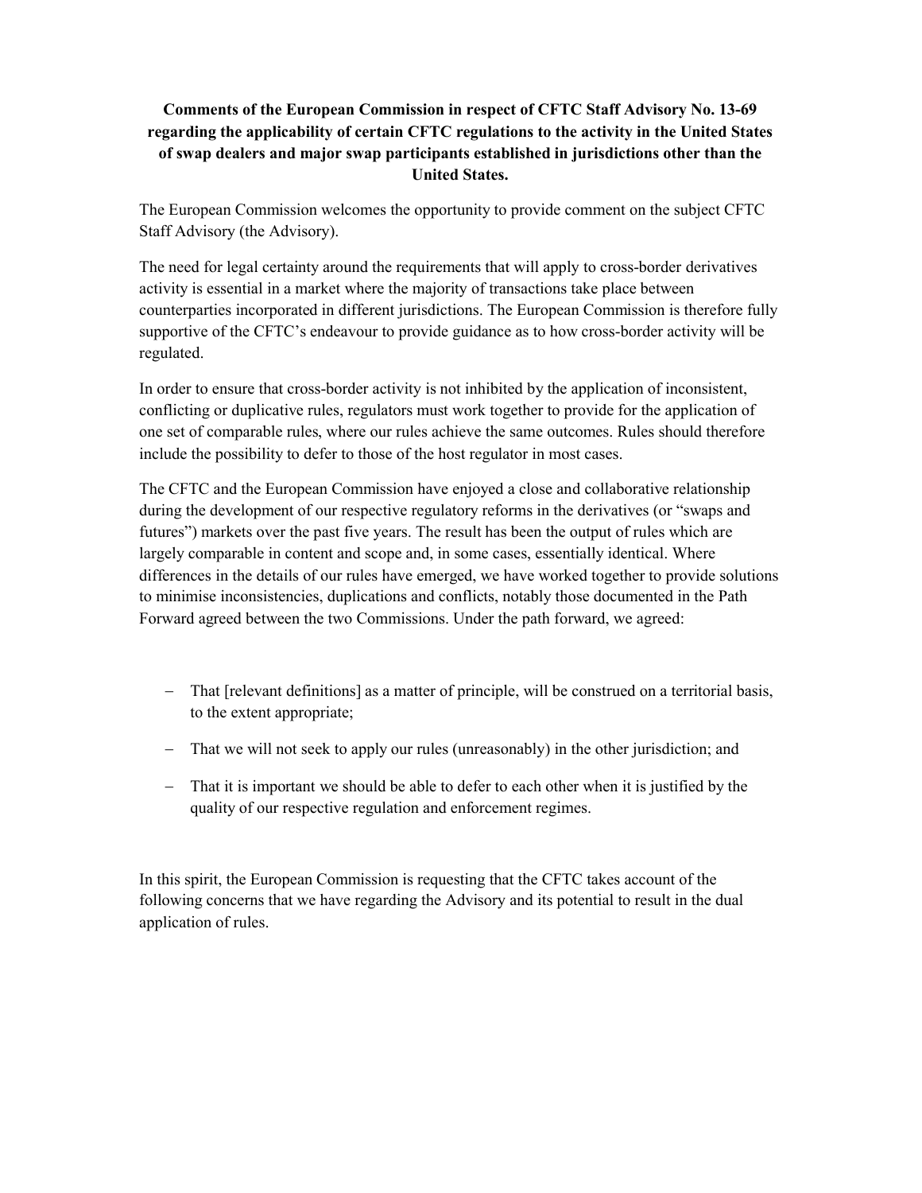**Comments of the European Commission in respect of CFTC Staff Advisory No. 13-69 regarding the applicability of certain CFTC regulations to the activity in the United States of swap dealers and major swap participants established in jurisdictions other than the United States.**

The European Commission welcomes the opportunity to provide comment on the subject CFTC Staff Advisory (the Advisory).

The need for legal certainty around the requirements that will apply to cross-border derivatives activity is essential in a market where the majority of transactions take place between counterparties incorporated in different jurisdictions. The European Commission is therefore fully supportive of the CFTC's endeavour to provide guidance as to how cross-border activity will be regulated.

In order to ensure that cross-border activity is not inhibited by the application of inconsistent, conflicting or duplicative rules, regulators must work together to provide for the application of one set of comparable rules, where our rules achieve the same outcomes. Rules should therefore include the possibility to defer to those of the host regulator in most cases.

The CFTC and the European Commission have enjoyed a close and collaborative relationship during the development of our respective regulatory reforms in the derivatives (or "swaps and futures") markets over the past five years. The result has been the output of rules which are largely comparable in content and scope and, in some cases, essentially identical. Where differences in the details of our rules have emerged, we have worked together to provide solutions to minimise inconsistencies, duplications and conflicts, notably those documented in the Path Forward agreed between the two Commissions. Under the path forward, we agreed:

- That [relevant definitions] as a matter of principle, will be construed on a territorial basis, to the extent appropriate;
- That we will not seek to apply our rules (unreasonably) in the other jurisdiction; and
- That it is important we should be able to defer to each other when it is justified by the quality of our respective regulation and enforcement regimes.

In this spirit, the European Commission is requesting that the CFTC takes account of the following concerns that we have regarding the Advisory and its potential to result in the dual application of rules.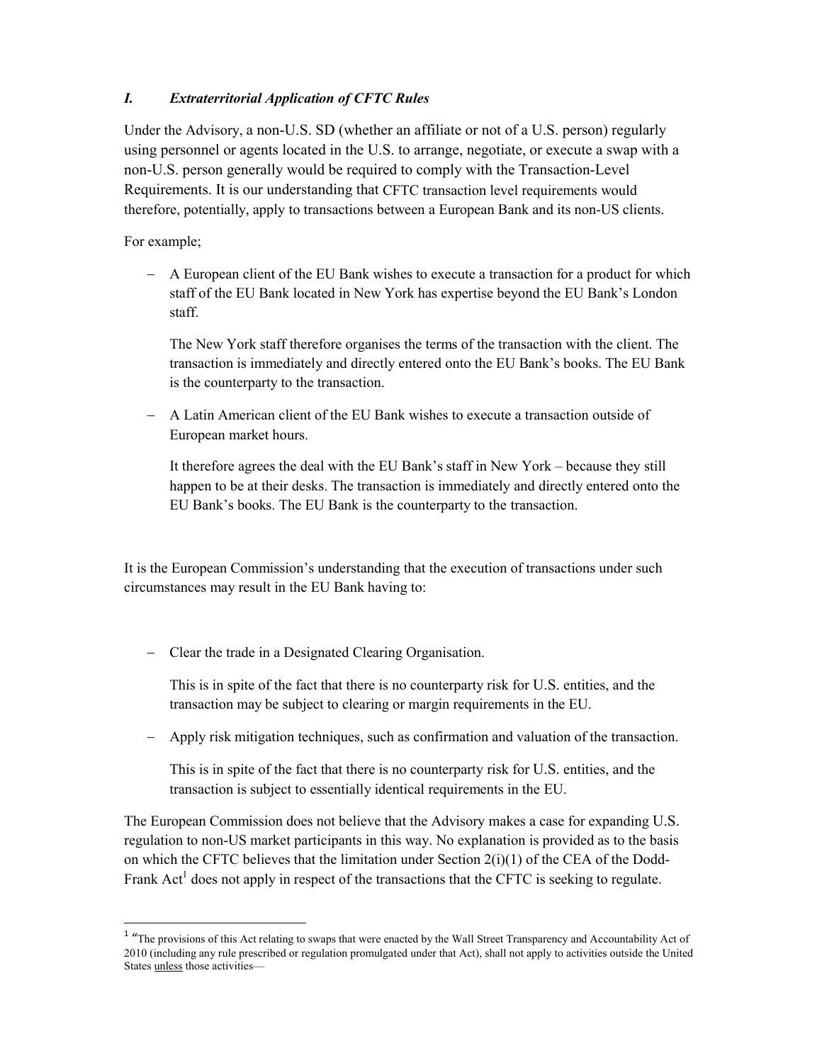### *I. Extraterritorial Application of CFTC Rules*

Under the Advisory, a non-U.S. SD (whether an affiliate or not of a U.S. person) regularly using personnel or agents located in the U.S. to arrange, negotiate, or execute a swap with a non-U.S. person generally would be required to comply with the Transaction-Level Requirements. It is our understanding that CFTC transaction level requirements would therefore, potentially, apply to transactions between a European Bank and its non-US clients.

For example;

- A European client of the EU Bank wishes to execute a transaction for a product for which staff of the EU Bank located in New York has expertise beyond the EU Bank's London staff.

  The New York staff therefore organises the terms of the transaction with the client. The transaction is immediately and directly entered onto the EU Bank's books. The EU Bank is the counterparty to the transaction.

- A Latin American client of the EU Bank wishes to execute a transaction outside of European market hours.

  It therefore agrees the deal with the EU Bank's staff in New York – because they still happen to be at their desks. The transaction is immediately and directly entered onto the EU Bank's books. The EU Bank is the counterparty to the transaction.

It is the European Commission's understanding that the execution of transactions under such circumstances may result in the EU Bank having to:

- Clear the trade in a Designated Clearing Organisation.

  This is in spite of the fact that there is no counterparty risk for U.S. entities, and the transaction may be subject to clearing or margin requirements in the EU.

- Apply risk mitigation techniques, such as confirmation and valuation of the transaction.

  This is in spite of the fact that there is no counterparty risk for U.S. entities, and the transaction is subject to essentially identical requirements in the EU.

The European Commission does not believe that the Advisory makes a case for expanding U.S. regulation to non-US market participants in this way. No explanation is provided as to the basis on which the CFTC believes that the limitation under Section 2(i)(1) of the CEA of the Dodd-Frank Act[1] does not apply in respect of the transactions that the CFTC is seeking to regulate.

---

[1] "The provisions of this Act relating to swaps that were enacted by the Wall Street Transparency and Accountability Act of 2010 (including any rule prescribed or regulation promulgated under that Act), shall not apply to activities outside the United States <u>unless</u> those activities—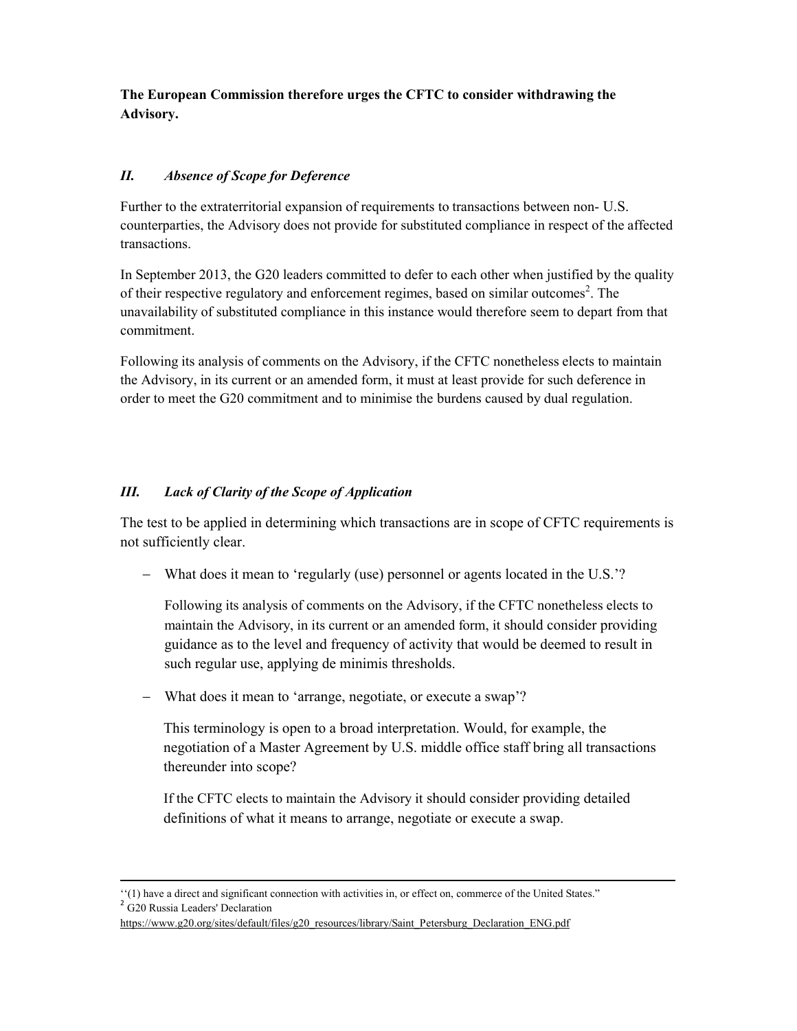**The European Commission therefore urges the CFTC to consider withdrawing the Advisory.**

## *II. Absence of Scope for Deference*

Further to the extraterritorial expansion of requirements to transactions between non- U.S. counterparties, the Advisory does not provide for substituted compliance in respect of the affected transactions.

In September 2013, the G20 leaders committed to defer to each other when justified by the quality of their respective regulatory and enforcement regimes, based on similar outcomes[2]. The unavailability of substituted compliance in this instance would therefore seem to depart from that commitment.

Following its analysis of comments on the Advisory, if the CFTC nonetheless elects to maintain the Advisory, in its current or an amended form, it must at least provide for such deference in order to meet the G20 commitment and to minimise the burdens caused by dual regulation.

## *III. Lack of Clarity of the Scope of Application*

The test to be applied in determining which transactions are in scope of CFTC requirements is not sufficiently clear.

- What does it mean to 'regularly (use) personnel or agents located in the U.S.'?

  Following its analysis of comments on the Advisory, if the CFTC nonetheless elects to maintain the Advisory, in its current or an amended form, it should consider providing guidance as to the level and frequency of activity that would be deemed to result in such regular use, applying de minimis thresholds.

- What does it mean to 'arrange, negotiate, or execute a swap'?

  This terminology is open to a broad interpretation. Would, for example, the negotiation of a Master Agreement by U.S. middle office staff bring all transactions thereunder into scope?

  If the CFTC elects to maintain the Advisory it should consider providing detailed definitions of what it means to arrange, negotiate or execute a swap.

---

''(1) have a direct and significant connection with activities in, or effect on, commerce of the United States."

[2] G20 Russia Leaders' Declaration
https://www.g20.org/sites/default/files/g20_resources/library/Saint_Petersburg_Declaration_ENG.pdf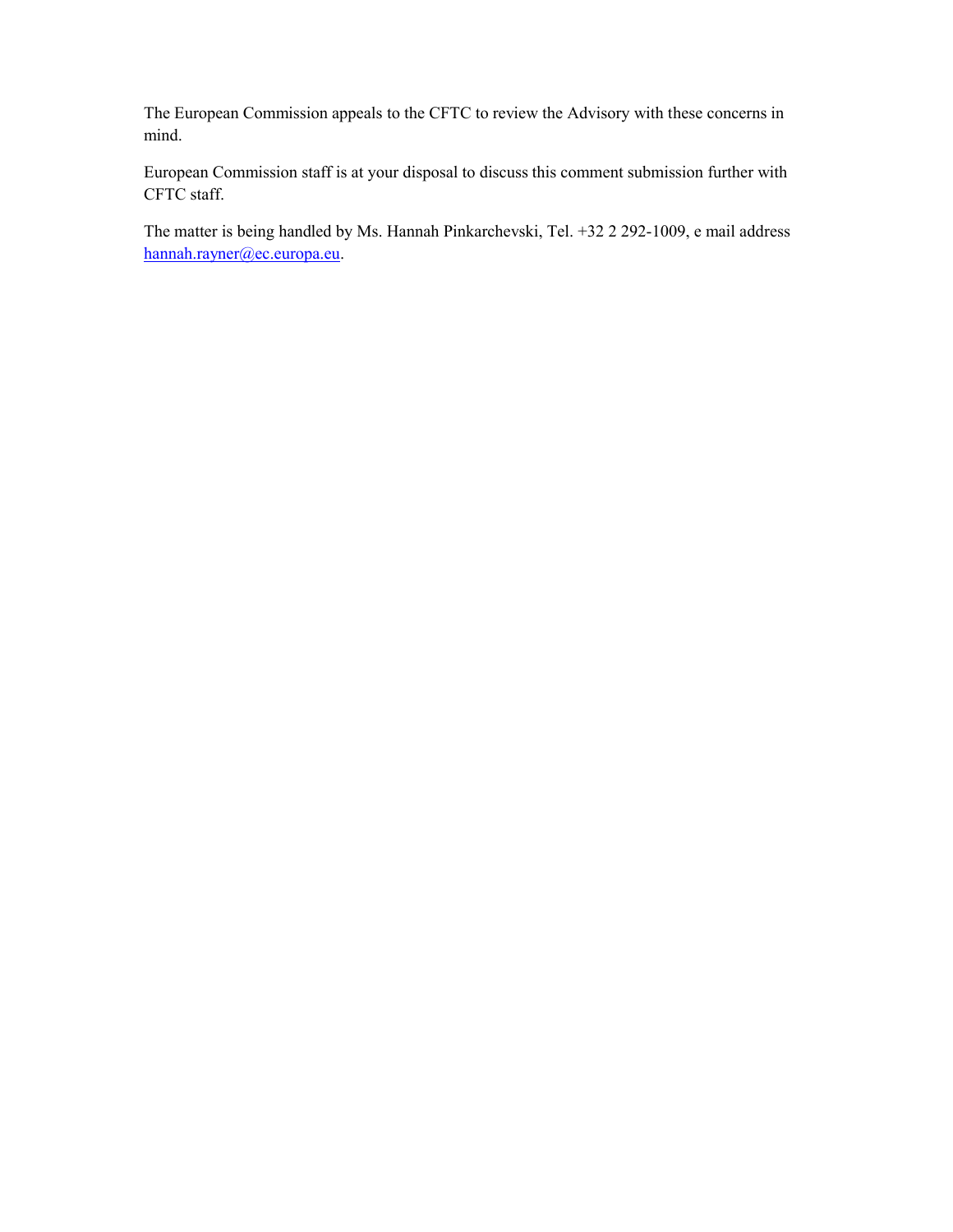The European Commission appeals to the CFTC to review the Advisory with these concerns in mind.

European Commission staff is at your disposal to discuss this comment submission further with CFTC staff.

The matter is being handled by Ms. Hannah Pinkarchevski, Tel. +32 2 292-1009, e mail address hannah.rayner@ec.europa.eu.